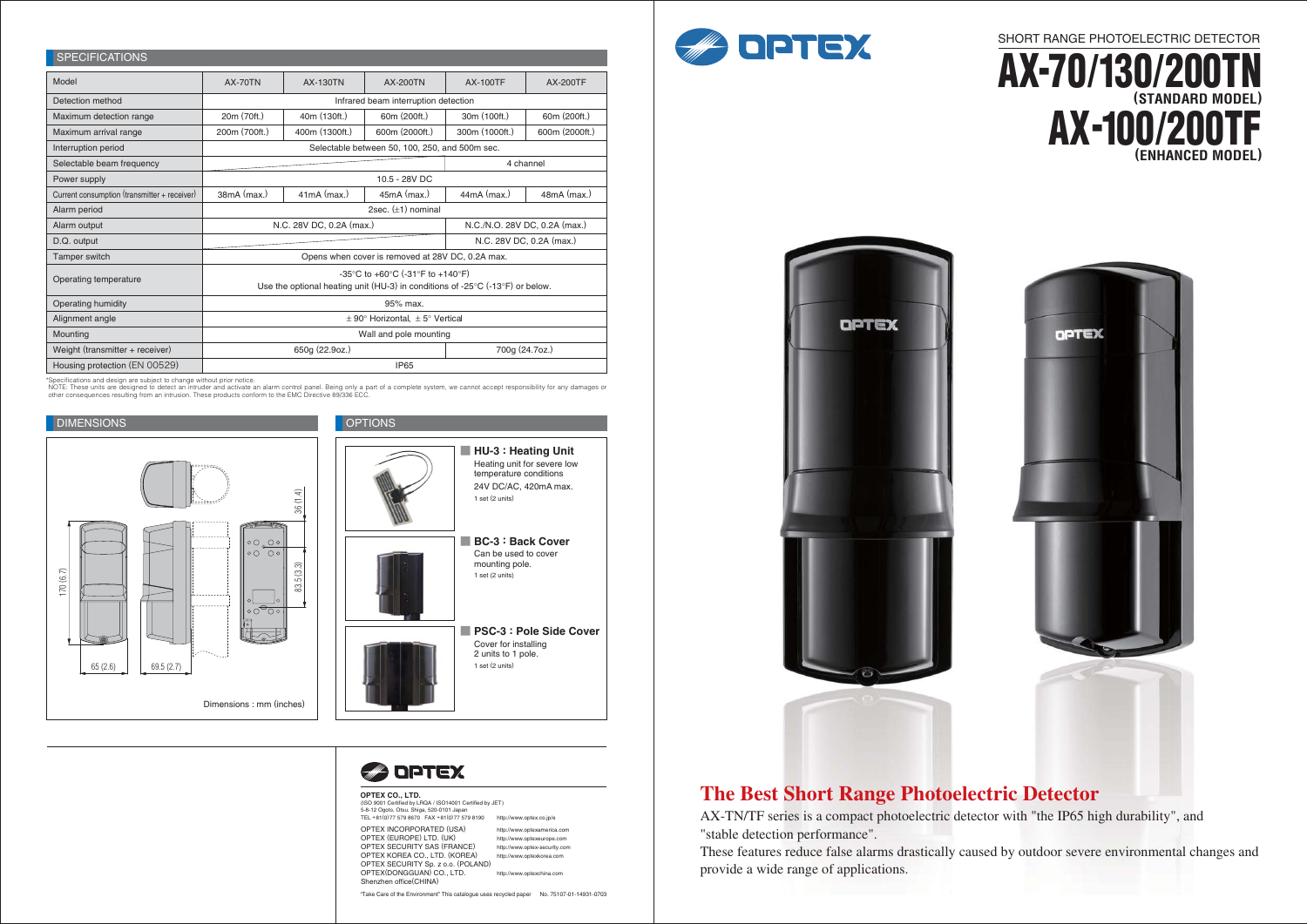# SHORT RANGE PHOTOELECTRIC DETECTOR

# AX-70/130/200TN (STANDARD MODEL)

# AX-100/200TF (ENHANCED MODEL)

## The Best Short Range Photoelectric Detector

AX-TN/TF series is a compact photoelectric detector with "the IP65 high durability", and "stable detection performance".

These features reduce false alarms drastically caused by outdoor severe environmental changes and provide a wide range of applications.

## SPECIFICATIONS

| Model | AX-70TN | AX-130TN | AX-200TN | AX-100TF | AX-200TF |
|---|---|---|---|---|---|
| Detection method | Infrared beam interruption detection | | | | |
| Maximum detection range | 20m (70ft.) | 40m (130ft.) | 60m (200ft.) | 30m (100ft.) | 60m (200ft.) |
| Maximum arrival range | 200m (700ft.) | 400m (1300ft.) | 600m (2000ft.) | 300m (1000ft.) | 600m (2000ft.) |
| Interruption period | Selectable between 50, 100, 250, and 500m sec. | | | | |
| Selectable beam frequency | – | | | 4 channel | |
| Power supply | 10.5 - 28V DC | | | | |
| Current consumption (transmitter + receiver) | 38mA (max.) | 41mA (max.) | 45mA (max.) | 44mA (max.) | 48mA (max.) |
| Alarm period | 2sec. (±1) nominal | | | | |
| Alarm output | N.C. 28V DC, 0.2A (max.) | | | N.C./N.O. 28V DC, 0.2A (max.) | |
| D.Q. output | – | | | N.C. 28V DC, 0.2A (max.) | |
| Tamper switch | Opens when cover is removed at 28V DC, 0.2A max. | | | | |
| Operating temperature | -35°C to +60°C (-31°F to +140°F) Use the optional heating unit (HU-3) in conditions of -25°C (-13°F) or below. | | | | |
| Operating humidity | 95% max. | | | | |
| Alignment angle | ± 90° Horizontal, ± 5° Vertical | | | | |
| Mounting | Wall and pole mounting | | | | |
| Weight (transmitter + receiver) | 650g (22.9oz.) | | | 700g (24.7oz.) | |
| Housing protection (EN 00529) | IP65 | | | | |

*Specifications and design are subject to change without prior notice.
NOTE: These units are designed to detect an intruder and activate an alarm control panel. Being only a part of a complete system, we cannot accept responsibility for any damages or other consequences resulting from an intrusion. These products conform to the EMC Directive 89/336 ECC.

## DIMENSIONS

36 (1.4)
170 (6.7)
83.5 (3.3)
65 (2.6)
69.5 (2.7)

Dimensions : mm (inches)

## OPTIONS

**HU-3 : Heating Unit**
Heating unit for severe low temperature conditions
24V DC/AC, 420mA max.
1 set (2 units)

**BC-3 : Back Cover**
Can be used to cover mounting pole.
1 set (2 units)

**PSC-3 : Pole Side Cover**
Cover for installing 2 units to 1 pole.
1 set (2 units)

**OPTEX CO., LTD.**
(ISO 9001 Certified by LRQA / ISO14001 Certified by JET)
5-8-12 Ogoto, Otsu, Shiga, 520-0101 Japan
TEL +81(0)77 579 8670 FAX +81(0)77 579 8190 http://www.optex.co.jp/e

OPTEX INCORPORATED (USA) http://www.optexamerica.com
OPTEX (EUROPE) LTD. (UK) http://www.optexeurope.com
OPTEX SECURITY SAS (FRANCE) http://www.optex-security.com
OPTEX KOREA CO., LTD. (KOREA) http://www.optexkorea.com
OPTEX SECURITY Sp. z o.o. (POLAND)
OPTEX(DONGGUAN) CO., LTD. http://www.optexchina.com
Shenzhen office(CHINA)

"Take Care of the Environment" This catalogue uses recycled paper No. 75107-01-14931-0703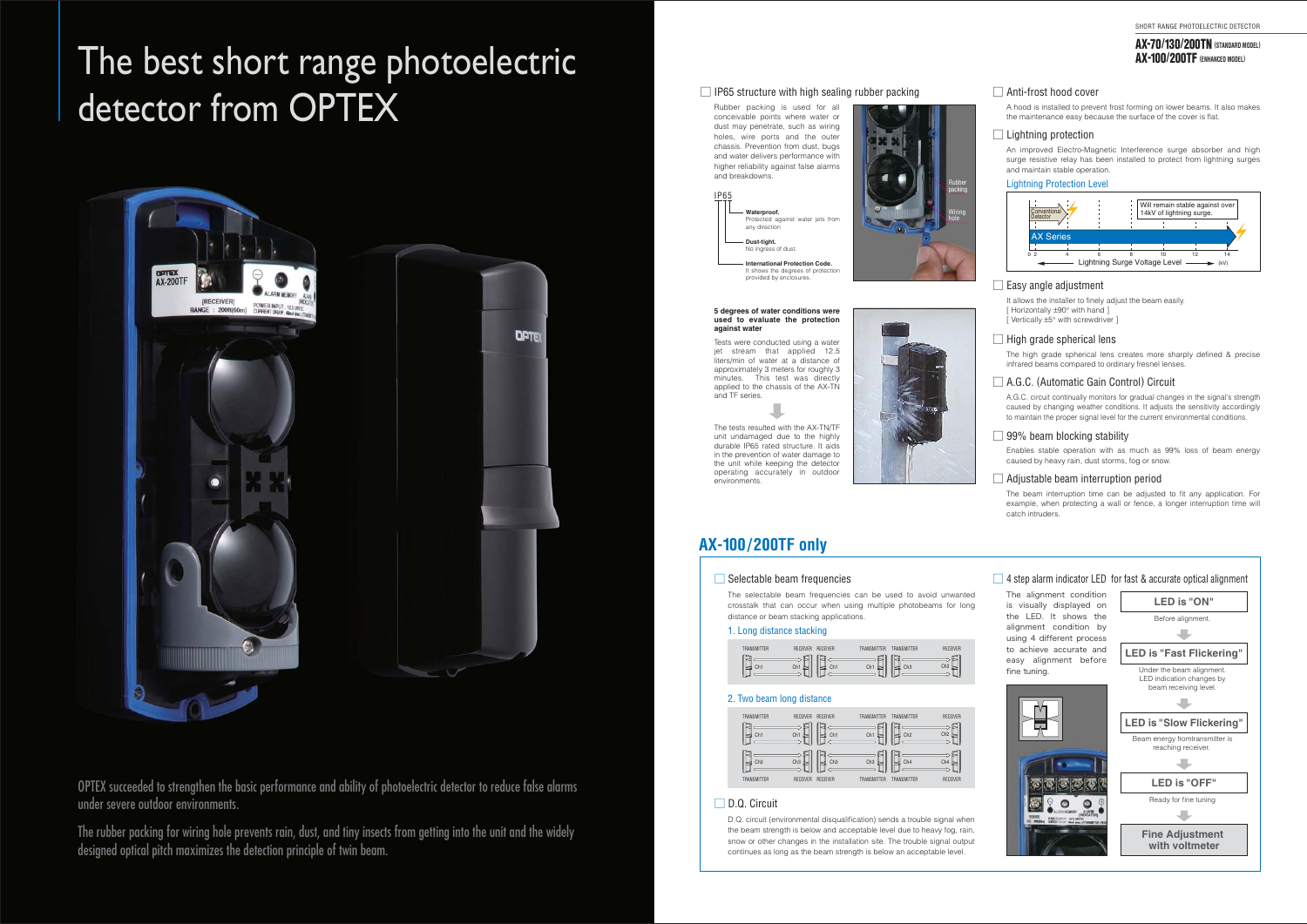# The best short range photoelectric detector from OPTEX

OPTEX succeeded to strengthen the basic performance and ability of photoelectric detector to reduce false alarms under severe outdoor environments.

The rubber packing for wiring hole prevents rain, dust, and tiny insects from getting into the unit and the widely designed optical pitch maximizes the detection principle of twin beam.

SHORT RANGE PHOTOELECTRIC DETECTOR

**AX-70/130/200TN** (STANDARD MODEL)
**AX-100/200TF** (ENHANCED MODEL)

## IP65 structure with high sealing rubber packing

Rubber packing is used for all conceivable points where water or dust may penetrate, such as wiring holes, wire ports and the outer chassis. Prevention from dust, bugs and water delivers performance with higher reliability against false alarms and breakdowns.

IP65

- **Waterproof.** Protected against water jets from any direction
- **Dust-tight.** No ingress of dust.
- **International Protection Code.** It shows the degrees of protection provided by enclosures.

Rubber packing

Wiring hole

**5 degrees of water conditions were used to evaluate the protection against water**

Tests were conducted using a water jet stream that applied 12.5 liters/min of water at a distance of approximately 3 meters for roughly 3 minutes. This test was directly applied to the chassis of the AX-TN and TF series.

The tests resulted with the AX-TN/TF unit undamaged due to the highly durable IP65 rated structure. It aids in the prevention of water damage to the unit while keeping the detector operating accurately in outdoor environments.

## Anti-frost hood cover

A hood is installed to prevent frost forming on lower beams. It also makes the maintenance easy because the surface of the cover is flat.

## Lightning protection

An improved Electro-Magnetic Interference surge absorber and high surge resistive relay has been installed to protect from lightning surges and maintain stable operation.

### Lightning Protection Level

Conventional Detector

AX Series

Will remain stable against over 14kV of lightning surge.

0 2 4 6 8 10 12 14

Lightning Surge Voltage Level (kV)

## Easy angle adjustment

It allows the installer to finely adjust the beam easily.
[ Horizontally ±90° with hand ]
[ Vertically ±5° with screwdriver ]

## High grade spherical lens

The high grade spherical lens creates more sharply defined & precise infrared beams compared to ordinary fresnel lenses.

## A.G.C. (Automatic Gain Control) Circuit

A.G.C. circuit continually monitors for gradual changes in the signal's strength caused by changing weather conditions. It adjusts the sensitivity accordingly to maintain the proper signal level for the current environmental conditions.

## 99% beam blocking stability

Enables stable operation with as much as 99% loss of beam energy caused by heavy rain, dust storms, fog or snow.

## Adjustable beam interruption period

The beam interruption time can be adjusted to fit any application. For example, when protecting a wall or fence, a longer interruption time will catch intruders.

# AX-100/200TF only

## Selectable beam frequencies

The selectable beam frequencies can be used to avoid unwanted crosstalk that can occur when using multiple photobeams for long distance or beam stacking applications.

### 1. Long distance stacking

TRANSMITTER Ch1 — RECEIVER Ch1 | RECEIVER Ch1 — TRANSMITTER Ch1 | TRANSMITTER Ch3 — RECEIVER Ch3

### 2. Two beam long distance

TRANSMITTER Ch1 — RECEIVER Ch1 | RECEIVER Ch1 — TRANSMITTER Ch1 | TRANSMITTER Ch2 — RECEIVER Ch2

TRANSMITTER Ch3 — RECEIVER Ch3 | RECEIVER Ch3 — TRANSMITTER Ch3 | TRANSMITTER Ch4 — RECEIVER Ch4

## D.Q. Circuit

D.Q. circuit (environmental disqualification) sends a trouble signal when the beam strength is below and acceptable level due to heavy fog, rain, snow or other changes in the installation site. The trouble signal output continues as long as the beam strength is below an acceptable level.

## 4 step alarm indicator LED for fast & accurate optical alignment

The alignment condition is visually displayed on the LED. It shows the alignment condition by using 4 different process to achieve accurate and easy alignment before fine tuning.

**LED is "ON"**
Before alignment.

**LED is "Fast Flickering"**
Under the beam alignment. LED indication changes by beam receiving level.

**LED is "Slow Flickering"**
Beam energy fromtransmitter is reaching receiver.

**LED is "OFF"**
Ready for fine tuning

**Fine Adjustment with voltmeter**